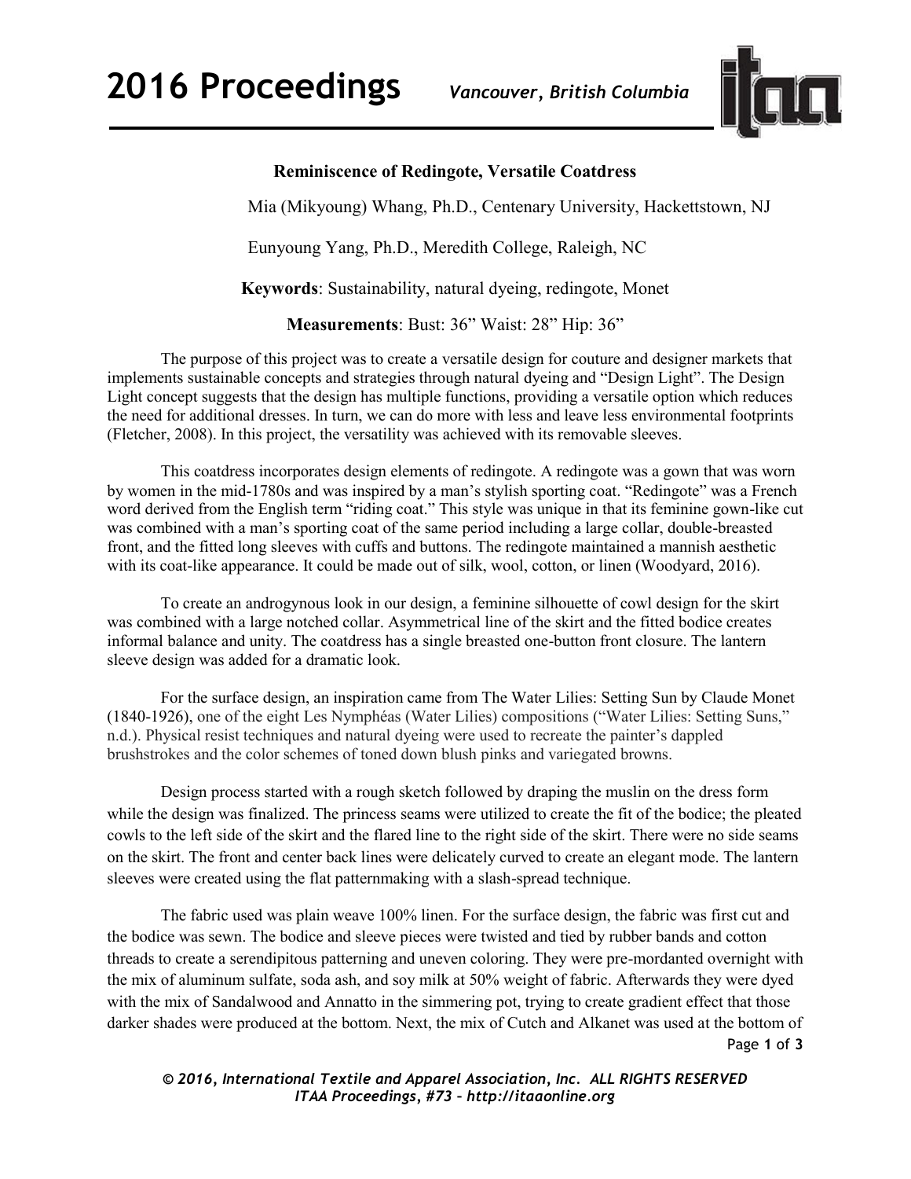# Reminiscence of Redingote, Versatile Coatdress

Mia (Mikyoung) Whang, Ph.D., Centenary University, Hackettstown, NJ

Eunyoung Yang, Ph.D., Meredith College, Raleigh, NC

**Keywords**: Sustainability, natural dyeing, redingote, Monet

**Measurements**: Bust: 36" Waist: 28" Hip: 36"

The purpose of this project was to create a versatile design for couture and designer markets that implements sustainable concepts and strategies through natural dyeing and "Design Light". The Design Light concept suggests that the design has multiple functions, providing a versatile option which reduces the need for additional dresses. In turn, we can do more with less and leave less environmental footprints (Fletcher, 2008). In this project, the versatility was achieved with its removable sleeves.

This coatdress incorporates design elements of redingote. A redingote was a gown that was worn by women in the mid-1780s and was inspired by a man's stylish sporting coat. "Redingote" was a French word derived from the English term "riding coat." This style was unique in that its feminine gown-like cut was combined with a man's sporting coat of the same period including a large collar, double-breasted front, and the fitted long sleeves with cuffs and buttons. The redingote maintained a mannish aesthetic with its coat-like appearance. It could be made out of silk, wool, cotton, or linen (Woodyard, 2016).

To create an androgynous look in our design, a feminine silhouette of cowl design for the skirt was combined with a large notched collar. Asymmetrical line of the skirt and the fitted bodice creates informal balance and unity. The coatdress has a single breasted one-button front closure. The lantern sleeve design was added for a dramatic look.

For the surface design, an inspiration came from The Water Lilies: Setting Sun by Claude Monet (1840-1926), one of the eight Les Nymphéas (Water Lilies) compositions ("Water Lilies: Setting Suns," n.d.). Physical resist techniques and natural dyeing were used to recreate the painter's dappled brushstrokes and the color schemes of toned down blush pinks and variegated browns.

Design process started with a rough sketch followed by draping the muslin on the dress form while the design was finalized. The princess seams were utilized to create the fit of the bodice; the pleated cowls to the left side of the skirt and the flared line to the right side of the skirt. There were no side seams on the skirt. The front and center back lines were delicately curved to create an elegant mode. The lantern sleeves were created using the flat patternmaking with a slash-spread technique.

The fabric used was plain weave 100% linen. For the surface design, the fabric was first cut and the bodice was sewn. The bodice and sleeve pieces were twisted and tied by rubber bands and cotton threads to create a serendipitous patterning and uneven coloring. They were pre-mordanted overnight with the mix of aluminum sulfate, soda ash, and soy milk at 50% weight of fabric. Afterwards they were dyed with the mix of Sandalwood and Annatto in the simmering pot, trying to create gradient effect that those darker shades were produced at the bottom. Next, the mix of Cutch and Alkanet was used at the bottom of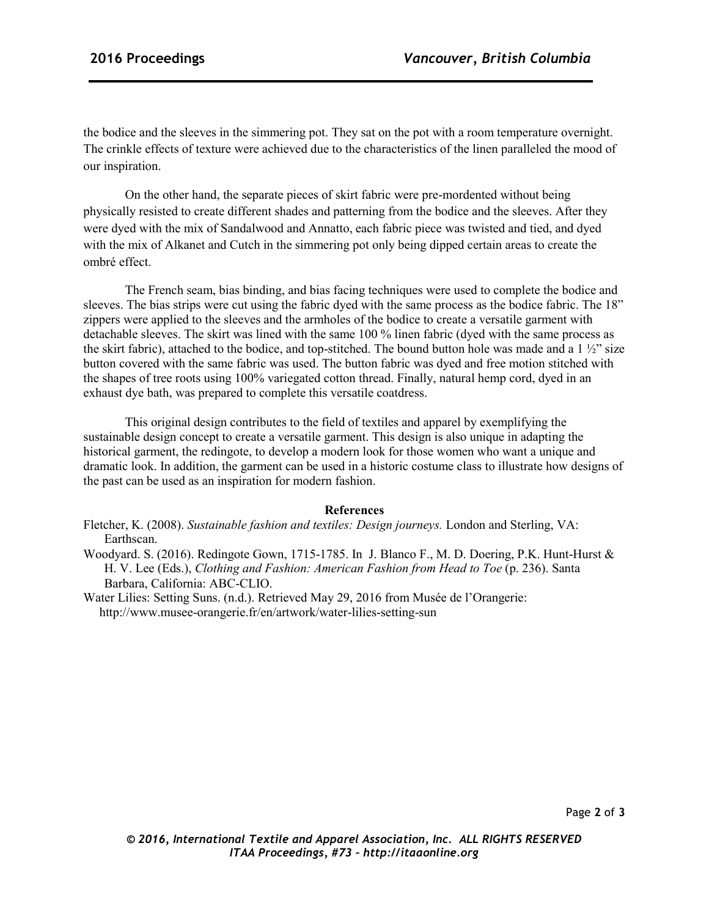the bodice and the sleeves in the simmering pot. They sat on the pot with a room temperature overnight. The crinkle effects of texture were achieved due to the characteristics of the linen paralleled the mood of our inspiration.

On the other hand, the separate pieces of skirt fabric were pre-mordented without being physically resisted to create different shades and patterning from the bodice and the sleeves. After they were dyed with the mix of Sandalwood and Annatto, each fabric piece was twisted and tied, and dyed with the mix of Alkanet and Cutch in the simmering pot only being dipped certain areas to create the ombré effect.

The French seam, bias binding, and bias facing techniques were used to complete the bodice and sleeves. The bias strips were cut using the fabric dyed with the same process as the bodice fabric. The 18" zippers were applied to the sleeves and the armholes of the bodice to create a versatile garment with detachable sleeves. The skirt was lined with the same 100 % linen fabric (dyed with the same process as the skirt fabric), attached to the bodice, and top-stitched. The bound button hole was made and a 1 ½" size button covered with the same fabric was used. The button fabric was dyed and free motion stitched with the shapes of tree roots using 100% variegated cotton thread. Finally, natural hemp cord, dyed in an exhaust dye bath, was prepared to complete this versatile coatdress.

This original design contributes to the field of textiles and apparel by exemplifying the sustainable design concept to create a versatile garment. This design is also unique in adapting the historical garment, the redingote, to develop a modern look for those women who want a unique and dramatic look. In addition, the garment can be used in a historic costume class to illustrate how designs of the past can be used as an inspiration for modern fashion.

**References**

Fletcher, K. (2008). *Sustainable fashion and textiles: Design journeys.* London and Sterling, VA: Earthscan.

Woodyard. S. (2016). Redingote Gown, 1715-1785. In J. Blanco F., M. D. Doering, P.K. Hunt-Hurst & H. V. Lee (Eds.), *Clothing and Fashion: American Fashion from Head to Toe* (p. 236). Santa Barbara, California: ABC-CLIO.

Water Lilies: Setting Suns. (n.d.). Retrieved May 29, 2016 from Musée de l'Orangerie: http://www.musee-orangerie.fr/en/artwork/water-lilies-setting-sun